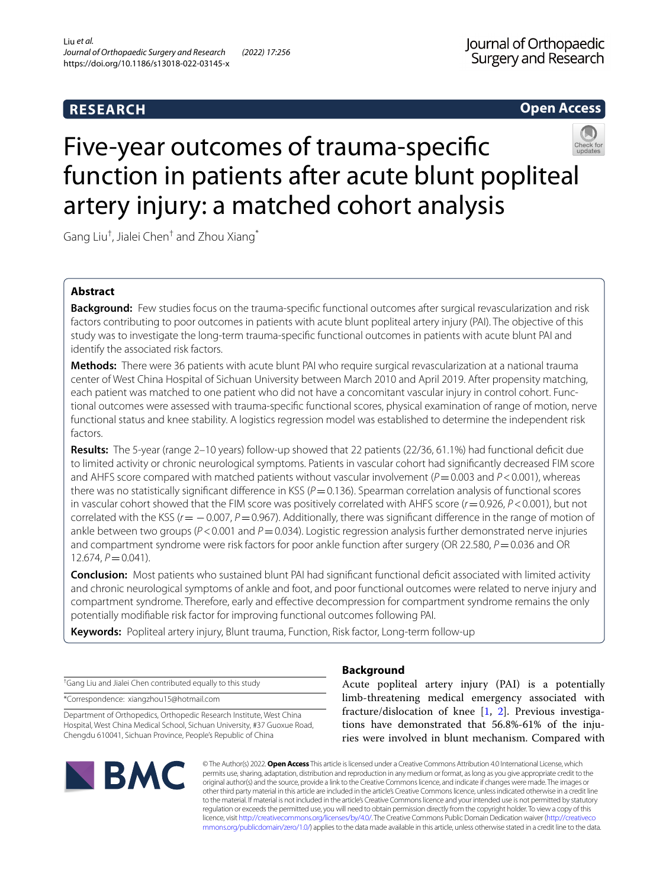RESEARCH

Open Access

# Five-year outcomes of trauma-specific function in patients after acute blunt popliteal artery injury: a matched cohort analysis

Gang Liu[†], Jialei Chen[†] and Zhou Xiang[*]

## Abstract

**Background:** Few studies focus on the trauma-specific functional outcomes after surgical revascularization and risk factors contributing to poor outcomes in patients with acute blunt popliteal artery injury (PAI). The objective of this study was to investigate the long-term trauma-specific functional outcomes in patients with acute blunt PAI and identify the associated risk factors.

**Methods:** There were 36 patients with acute blunt PAI who require surgical revascularization at a national trauma center of West China Hospital of Sichuan University between March 2010 and April 2019. After propensity matching, each patient was matched to one patient who did not have a concomitant vascular injury in control cohort. Functional outcomes were assessed with trauma-specific functional scores, physical examination of range of motion, nerve functional status and knee stability. A logistics regression model was established to determine the independent risk factors.

**Results:** The 5-year (range 2–10 years) follow-up showed that 22 patients (22/36, 61.1%) had functional deficit due to limited activity or chronic neurological symptoms. Patients in vascular cohort had significantly decreased FIM score and AHFS score compared with matched patients without vascular involvement ($P=0.003$ and $P<0.001$), whereas there was no statistically significant difference in KSS ($P=0.136$). Spearman correlation analysis of functional scores in vascular cohort showed that the FIM score was positively correlated with AHFS score ($r=0.926$, $P<0.001$), but not correlated with the KSS ($r=-0.007$, $P=0.967$). Additionally, there was significant difference in the range of motion of ankle between two groups ($P<0.001$ and $P=0.034$). Logistic regression analysis further demonstrated nerve injuries and compartment syndrome were risk factors for poor ankle function after surgery (OR 22.580, $P=0.036$ and OR 12.674, $P=0.041$).

**Conclusion:** Most patients who sustained blunt PAI had significant functional deficit associated with limited activity and chronic neurological symptoms of ankle and foot, and poor functional outcomes were related to nerve injury and compartment syndrome. Therefore, early and effective decompression for compartment syndrome remains the only potentially modifiable risk factor for improving functional outcomes following PAI.

**Keywords:** Popliteal artery injury, Blunt trauma, Function, Risk factor, Long-term follow-up

[†]Gang Liu and Jialei Chen contributed equally to this study

*Correspondence: xiangzhou15@hotmail.com

Department of Orthopedics, Orthopedic Research Institute, West China Hospital, West China Medical School, Sichuan University, #37 Guoxue Road, Chengdu 610041, Sichuan Province, People's Republic of China

## Background

Acute popliteal artery injury (PAI) is a potentially limb-threatening medical emergency associated with fracture/dislocation of knee [1, 2]. Previous investigations have demonstrated that 56.8%-61% of the injuries were involved in blunt mechanism. Compared with

© The Author(s) 2022. **Open Access** This article is licensed under a Creative Commons Attribution 4.0 International License, which permits use, sharing, adaptation, distribution and reproduction in any medium or format, as long as you give appropriate credit to the original author(s) and the source, provide a link to the Creative Commons licence, and indicate if changes were made. The images or other third party material in this article are included in the article's Creative Commons licence, unless indicated otherwise in a credit line to the material. If material is not included in the article's Creative Commons licence and your intended use is not permitted by statutory regulation or exceeds the permitted use, you will need to obtain permission directly from the copyright holder. To view a copy of this licence, visit http://creativecommons.org/licenses/by/4.0/. The Creative Commons Public Domain Dedication waiver (http://creativecommons.org/publicdomain/zero/1.0/) applies to the data made available in this article, unless otherwise stated in a credit line to the data.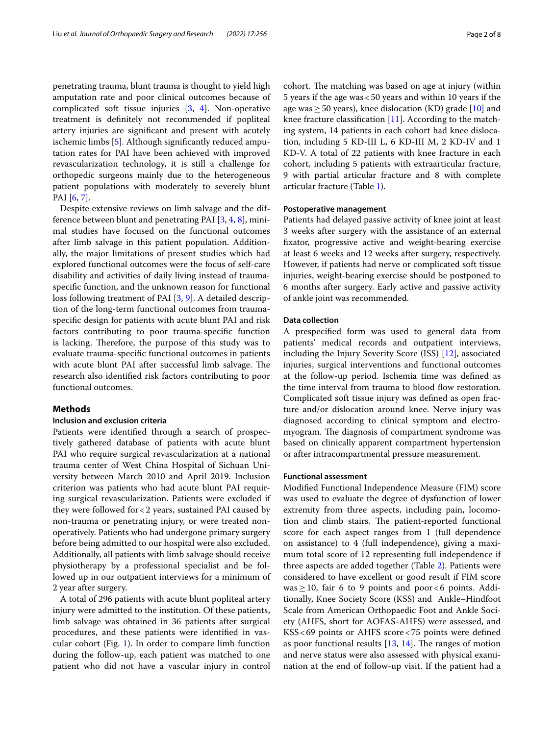penetrating trauma, blunt trauma is thought to yield high amputation rate and poor clinical outcomes because of complicated soft tissue injuries [3, 4]. Non-operative treatment is definitely not recommended if popliteal artery injuries are significant and present with acutely ischemic limbs [5]. Although significantly reduced amputation rates for PAI have been achieved with improved revascularization technology, it is still a challenge for orthopedic surgeons mainly due to the heterogeneous patient populations with moderately to severely blunt PAI [6, 7].

Despite extensive reviews on limb salvage and the difference between blunt and penetrating PAI [3, 4, 8], minimal studies have focused on the functional outcomes after limb salvage in this patient population. Additionally, the major limitations of present studies which had explored functional outcomes were the focus of self-care disability and activities of daily living instead of trauma-specific function, and the unknown reason for functional loss following treatment of PAI [3, 9]. A detailed description of the long-term functional outcomes from trauma-specific design for patients with acute blunt PAI and risk factors contributing to poor trauma-specific function is lacking. Therefore, the purpose of this study was to evaluate trauma-specific functional outcomes in patients with acute blunt PAI after successful limb salvage. The research also identified risk factors contributing to poor functional outcomes.

## Methods

### Inclusion and exclusion criteria

Patients were identified through a search of prospectively gathered database of patients with acute blunt PAI who require surgical revascularization at a national trauma center of West China Hospital of Sichuan University between March 2010 and April 2019. Inclusion criterion was patients who had acute blunt PAI requiring surgical revascularization. Patients were excluded if they were followed for < 2 years, sustained PAI caused by non-trauma or penetrating injury, or were treated non-operatively. Patients who had undergone primary surgery before being admitted to our hospital were also excluded. Additionally, all patients with limb salvage should receive physiotherapy by a professional specialist and be followed up in our outpatient interviews for a minimum of 2 year after surgery.

A total of 296 patients with acute blunt popliteal artery injury were admitted to the institution. Of these patients, limb salvage was obtained in 36 patients after surgical procedures, and these patients were identified in vascular cohort (Fig. 1). In order to compare limb function during the follow-up, each patient was matched to one patient who did not have a vascular injury in control cohort. The matching was based on age at injury (within 5 years if the age was < 50 years and within 10 years if the age was ≥ 50 years), knee dislocation (KD) grade [10] and knee fracture classification [11]. According to the matching system, 14 patients in each cohort had knee dislocation, including 5 KD-III L, 6 KD-III M, 2 KD-IV and 1 KD-V. A total of 22 patients with knee fracture in each cohort, including 5 patients with extraarticular fracture, 9 with partial articular fracture and 8 with complete articular fracture (Table 1).

### Postoperative management

Patients had delayed passive activity of knee joint at least 3 weeks after surgery with the assistance of an external fixator, progressive active and weight-bearing exercise at least 6 weeks and 12 weeks after surgery, respectively. However, if patients had nerve or complicated soft tissue injuries, weight-bearing exercise should be postponed to 6 months after surgery. Early active and passive activity of ankle joint was recommended.

### Data collection

A prespecified form was used to general data from patients' medical records and outpatient interviews, including the Injury Severity Score (ISS) [12], associated injuries, surgical interventions and functional outcomes at the follow-up period. Ischemia time was defined as the time interval from trauma to blood flow restoration. Complicated soft tissue injury was defined as open fracture and/or dislocation around knee. Nerve injury was diagnosed according to clinical symptom and electromyogram. The diagnosis of compartment syndrome was based on clinically apparent compartment hypertension or after intracompartmental pressure measurement.

### Functional assessment

Modified Functional Independence Measure (FIM) score was used to evaluate the degree of dysfunction of lower extremity from three aspects, including pain, locomotion and climb stairs. The patient-reported functional score for each aspect ranges from 1 (full dependence on assistance) to 4 (full independence), giving a maximum total score of 12 representing full independence if three aspects are added together (Table 2). Patients were considered to have excellent or good result if FIM score was ≥ 10, fair 6 to 9 points and poor < 6 points. Additionally, Knee Society Score (KSS) and Ankle–Hindfoot Scale from American Orthopaedic Foot and Ankle Society (AHFS, short for AOFAS-AHFS) were assessed, and KSS < 69 points or AHFS score < 75 points were defined as poor functional results [13, 14]. The ranges of motion and nerve status were also assessed with physical examination at the end of follow-up visit. If the patient had a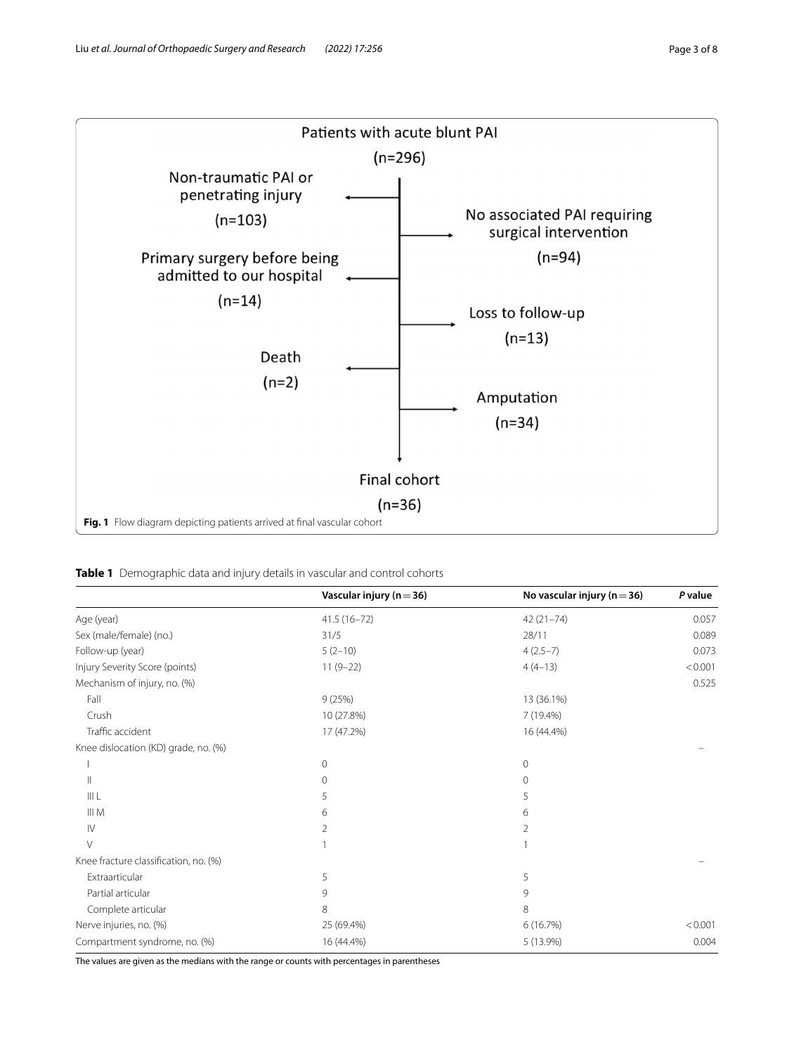Patients with acute blunt PAI (n=296)

- Non-traumatic PAI or penetrating injury (n=103)
- No associated PAI requiring surgical intervention (n=94)
- Primary surgery before being admitted to our hospital (n=14)
- Loss to follow-up (n=13)
- Death (n=2)
- Amputation (n=34)

Final cohort (n=36)

**Fig. 1** Flow diagram depicting patients arrived at final vascular cohort

**Table 1** Demographic data and injury details in vascular and control cohorts

| | Vascular injury (n = 36) | No vascular injury (n = 36) | *P* value |
|---|---|---|---|
| Age (year) | 41.5 (16–72) | 42 (21–74) | 0.057 |
| Sex (male/female) (no.) | 31/5 | 28/11 | 0.089 |
| Follow-up (year) | 5 (2–10) | 4 (2.5–7) | 0.073 |
| Injury Severity Score (points) | 11 (9–22) | 4 (4–13) | < 0.001 |
| Mechanism of injury, no. (%) | | | 0.525 |
| Fall | 9 (25%) | 13 (36.1%) | |
| Crush | 10 (27.8%) | 7 (19.4%) | |
| Traffic accident | 17 (47.2%) | 16 (44.4%) | |
| Knee dislocation (KD) grade, no. (%) | | | – |
| I | 0 | 0 | |
| II | 0 | 0 | |
| III L | 5 | 5 | |
| III M | 6 | 6 | |
| IV | 2 | 2 | |
| V | 1 | 1 | |
| Knee fracture classification, no. (%) | | | – |
| Extraarticular | 5 | 5 | |
| Partial articular | 9 | 9 | |
| Complete articular | 8 | 8 | |
| Nerve injuries, no. (%) | 25 (69.4%) | 6 (16.7%) | < 0.001 |
| Compartment syndrome, no. (%) | 16 (44.4%) | 5 (13.9%) | 0.004 |

The values are given as the medians with the range or counts with percentages in parentheses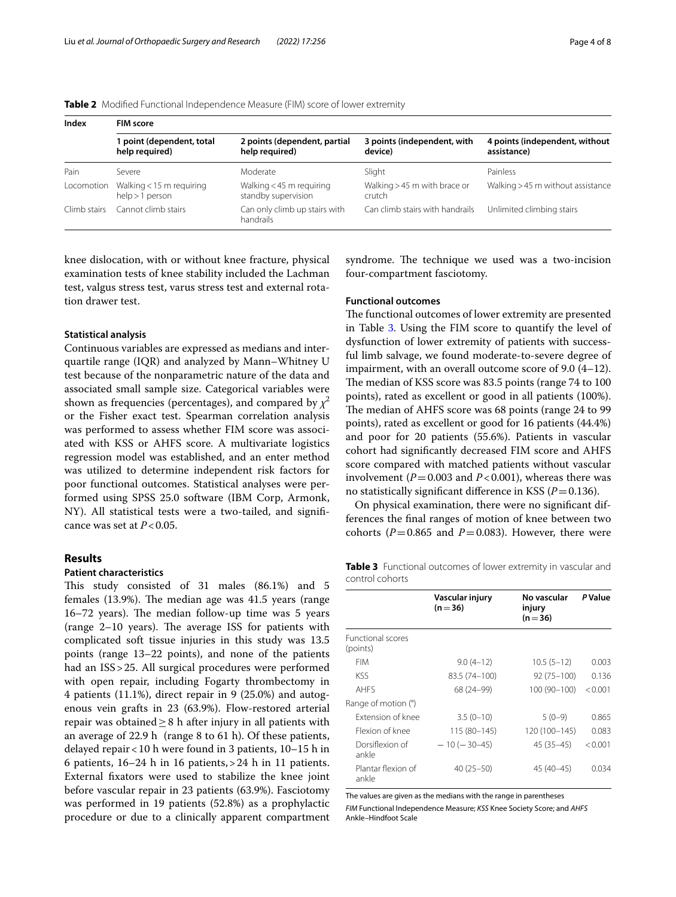**Table 2** Modified Functional Independence Measure (FIM) score of lower extremity

| Index | FIM score | | | |
|---|---|---|---|---|
| | 1 point (dependent, total help required) | 2 points (dependent, partial help required) | 3 points (independent, with device) | 4 points (independent, without assistance) |
| Pain | Severe | Moderate | Slight | Painless |
| Locomotion | Walking < 15 m requiring help > 1 person | Walking < 45 m requiring standby supervision | Walking > 45 m with brace or crutch | Walking > 45 m without assistance |
| Climb stairs | Cannot climb stairs | Can only climb up stairs with handrails | Can climb stairs with handrails | Unlimited climbing stairs |

knee dislocation, with or without knee fracture, physical examination tests of knee stability included the Lachman test, valgus stress test, varus stress test and external rotation drawer test.

### Statistical analysis

Continuous variables are expressed as medians and interquartile range (IQR) and analyzed by Mann–Whitney U test because of the nonparametric nature of the data and associated small sample size. Categorical variables were shown as frequencies (percentages), and compared by $\chi^2$ or the Fisher exact test. Spearman correlation analysis was performed to assess whether FIM score was associated with KSS or AHFS score. A multivariate logistics regression model was established, and an enter method was utilized to determine independent risk factors for poor functional outcomes. Statistical analyses were performed using SPSS 25.0 software (IBM Corp, Armonk, NY). All statistical tests were a two-tailed, and significance was set at $P < 0.05$.

## Results

### Patient characteristics

This study consisted of 31 males (86.1%) and 5 females (13.9%). The median age was 41.5 years (range 16–72 years). The median follow-up time was 5 years (range 2–10 years). The average ISS for patients with complicated soft tissue injuries in this study was 13.5 points (range 13–22 points), and none of the patients had an ISS > 25. All surgical procedures were performed with open repair, including Fogarty thrombectomy in 4 patients (11.1%), direct repair in 9 (25.0%) and autogenous vein grafts in 23 (63.9%). Flow-restored arterial repair was obtained ≥ 8 h after injury in all patients with an average of 22.9 h (range 8 to 61 h). Of these patients, delayed repair < 10 h were found in 3 patients, 10–15 h in 6 patients, 16–24 h in 16 patients, > 24 h in 11 patients. External fixators were used to stabilize the knee joint before vascular repair in 23 patients (63.9%). Fasciotomy was performed in 19 patients (52.8%) as a prophylactic procedure or due to a clinically apparent compartment syndrome. The technique we used was a two-incision four-compartment fasciotomy.

### Functional outcomes

The functional outcomes of lower extremity are presented in Table 3. Using the FIM score to quantify the level of dysfunction of lower extremity of patients with successful limb salvage, we found moderate-to-severe degree of impairment, with an overall outcome score of 9.0 (4–12). The median of KSS score was 83.5 points (range 74 to 100 points), rated as excellent or good in all patients (100%). The median of AHFS score was 68 points (range 24 to 99 points), rated as excellent or good for 16 patients (44.4%) and poor for 20 patients (55.6%). Patients in vascular cohort had significantly decreased FIM score and AHFS score compared with matched patients without vascular involvement ($P = 0.003$ and $P < 0.001$), whereas there was no statistically significant difference in KSS ($P = 0.136$).

On physical examination, there were no significant differences the final ranges of motion of knee between two cohorts ($P = 0.865$ and $P = 0.083$). However, there were

**Table 3** Functional outcomes of lower extremity in vascular and control cohorts

| | Vascular injury (n = 36) | No vascular injury (n = 36) | *P* Value |
|---|---|---|---|
| Functional scores (points) | | | |
| FIM | 9.0 (4–12) | 10.5 (5–12) | 0.003 |
| KSS | 83.5 (74–100) | 92 (75–100) | 0.136 |
| AHFS | 68 (24–99) | 100 (90–100) | < 0.001 |
| Range of motion (°) | | | |
| Extension of knee | 3.5 (0–10) | 5 (0–9) | 0.865 |
| Flexion of knee | 115 (80–145) | 120 (100–145) | 0.083 |
| Dorsiflexion of ankle | − 10 (− 30–45) | 45 (35–45) | < 0.001 |
| Plantar flexion of ankle | 40 (25–50) | 45 (40–45) | 0.034 |

The values are given as the medians with the range in parentheses

*FIM* Functional Independence Measure; *KSS* Knee Society Score; and *AHFS* Ankle–Hindfoot Scale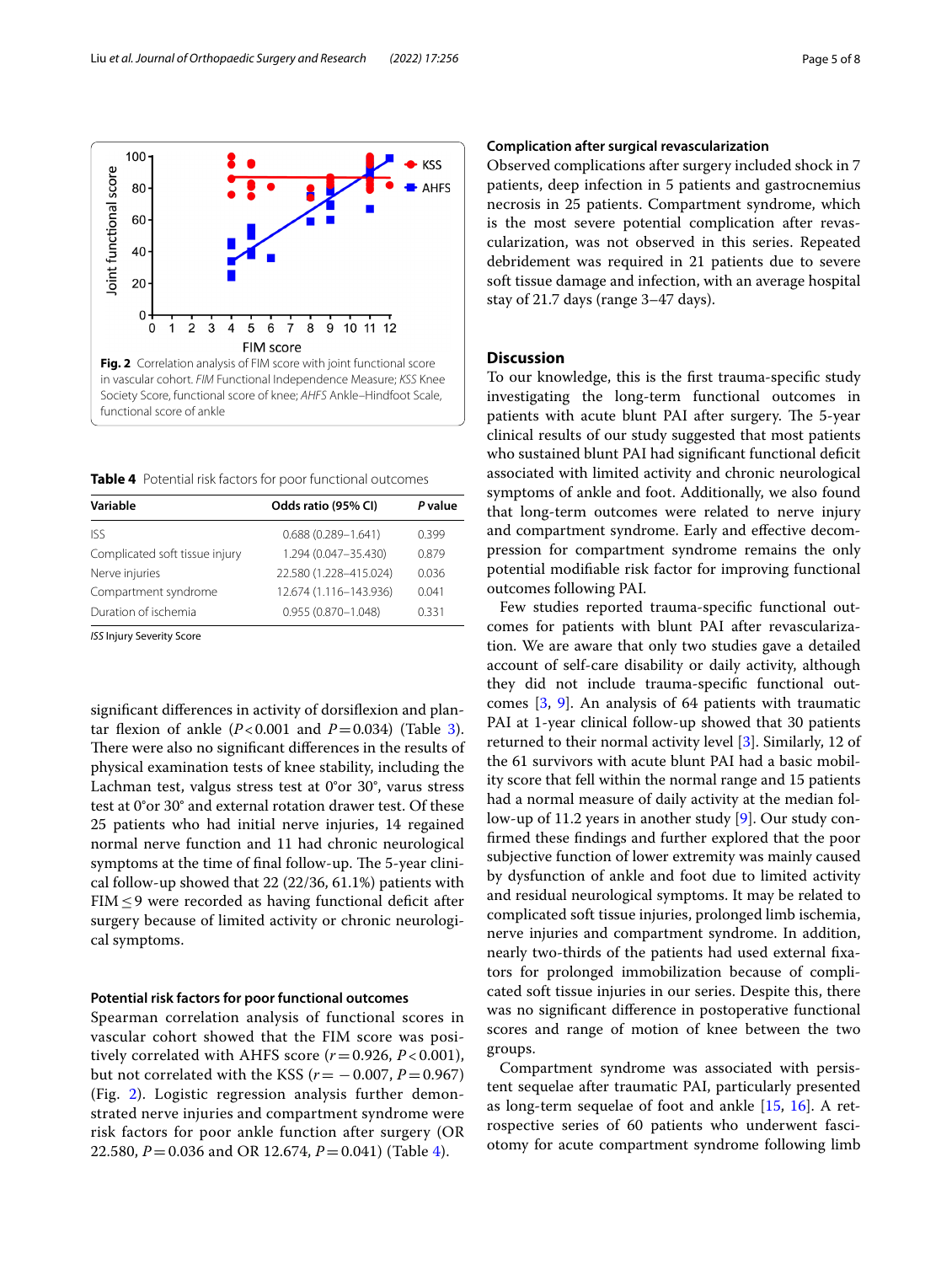Fig. 2 Correlation analysis of FIM score with joint functional score in vascular cohort. *FIM* Functional Independence Measure; *KSS* Knee Society Score, functional score of knee; *AHFS* Ankle–Hindfoot Scale, functional score of ankle

**Table 4** Potential risk factors for poor functional outcomes

| Variable | Odds ratio (95% CI) | *P* value |
|---|---|---|
| ISS | 0.688 (0.289–1.641) | 0.399 |
| Complicated soft tissue injury | 1.294 (0.047–35.430) | 0.879 |
| Nerve injuries | 22.580 (1.228–415.024) | 0.036 |
| Compartment syndrome | 12.674 (1.116–143.936) | 0.041 |
| Duration of ischemia | 0.955 (0.870–1.048) | 0.331 |

*ISS* Injury Severity Score

significant differences in activity of dorsiflexion and plantar flexion of ankle ($P<0.001$ and $P=0.034$) (Table 3). There were also no significant differences in the results of physical examination tests of knee stability, including the Lachman test, valgus stress test at 0°or 30°, varus stress test at 0°or 30° and external rotation drawer test. Of these 25 patients who had initial nerve injuries, 14 regained normal nerve function and 11 had chronic neurological symptoms at the time of final follow-up. The 5-year clinical follow-up showed that 22 (22/36, 61.1%) patients with FIM ≤ 9 were recorded as having functional deficit after surgery because of limited activity or chronic neurological symptoms.

### Potential risk factors for poor functional outcomes

Spearman correlation analysis of functional scores in vascular cohort showed that the FIM score was positively correlated with AHFS score ($r=0.926$, $P<0.001$), but not correlated with the KSS ($r=-0.007$, $P=0.967$) (Fig. 2). Logistic regression analysis further demonstrated nerve injuries and compartment syndrome were risk factors for poor ankle function after surgery (OR 22.580, $P=0.036$ and OR 12.674, $P=0.041$) (Table 4).

### Complication after surgical revascularization

Observed complications after surgery included shock in 7 patients, deep infection in 5 patients and gastrocnemius necrosis in 25 patients. Compartment syndrome, which is the most severe potential complication after revascularization, was not observed in this series. Repeated debridement was required in 21 patients due to severe soft tissue damage and infection, with an average hospital stay of 21.7 days (range 3–47 days).

## Discussion

To our knowledge, this is the first trauma-specific study investigating the long-term functional outcomes in patients with acute blunt PAI after surgery. The 5-year clinical results of our study suggested that most patients who sustained blunt PAI had significant functional deficit associated with limited activity and chronic neurological symptoms of ankle and foot. Additionally, we also found that long-term outcomes were related to nerve injury and compartment syndrome. Early and effective decompression for compartment syndrome remains the only potential modifiable risk factor for improving functional outcomes following PAI.

Few studies reported trauma-specific functional outcomes for patients with blunt PAI after revascularization. We are aware that only two studies gave a detailed account of self-care disability or daily activity, although they did not include trauma-specific functional outcomes [3, 9]. An analysis of 64 patients with traumatic PAI at 1-year clinical follow-up showed that 30 patients returned to their normal activity level [3]. Similarly, 12 of the 61 survivors with acute blunt PAI had a basic mobility score that fell within the normal range and 15 patients had a normal measure of daily activity at the median follow-up of 11.2 years in another study [9]. Our study confirmed these findings and further explored that the poor subjective function of lower extremity was mainly caused by dysfunction of ankle and foot due to limited activity and residual neurological symptoms. It may be related to complicated soft tissue injuries, prolonged limb ischemia, nerve injuries and compartment syndrome. In addition, nearly two-thirds of the patients had used external fixators for prolonged immobilization because of complicated soft tissue injuries in our series. Despite this, there was no significant difference in postoperative functional scores and range of motion of knee between the two groups.

Compartment syndrome was associated with persistent sequelae after traumatic PAI, particularly presented as long-term sequelae of foot and ankle [15, 16]. A retrospective series of 60 patients who underwent fasciotomy for acute compartment syndrome following limb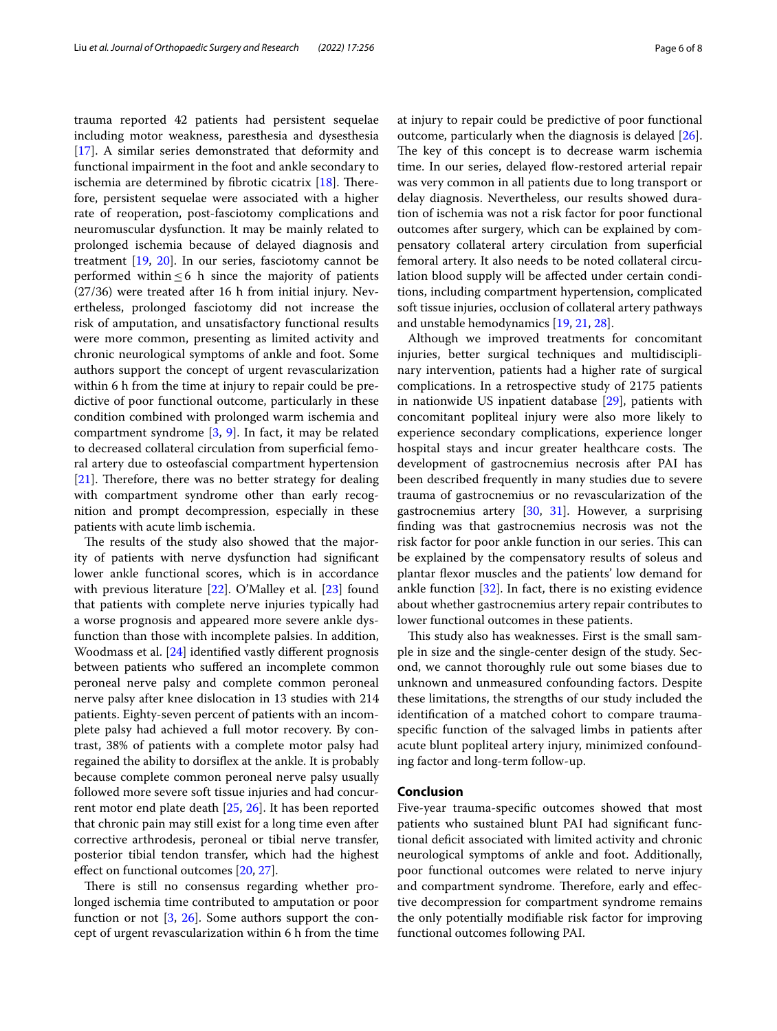trauma reported 42 patients had persistent sequelae including motor weakness, paresthesia and dysesthesia [17]. A similar series demonstrated that deformity and functional impairment in the foot and ankle secondary to ischemia are determined by fibrotic cicatrix [18]. Therefore, persistent sequelae were associated with a higher rate of reoperation, post-fasciotomy complications and neuromuscular dysfunction. It may be mainly related to prolonged ischemia because of delayed diagnosis and treatment [19, 20]. In our series, fasciotomy cannot be performed within ≤ 6 h since the majority of patients (27/36) were treated after 16 h from initial injury. Nevertheless, prolonged fasciotomy did not increase the risk of amputation, and unsatisfactory functional results were more common, presenting as limited activity and chronic neurological symptoms of ankle and foot. Some authors support the concept of urgent revascularization within 6 h from the time at injury to repair could be predictive of poor functional outcome, particularly in these condition combined with prolonged warm ischemia and compartment syndrome [3, 9]. In fact, it may be related to decreased collateral circulation from superficial femoral artery due to osteofascial compartment hypertension [21]. Therefore, there was no better strategy for dealing with compartment syndrome other than early recognition and prompt decompression, especially in these patients with acute limb ischemia.

The results of the study also showed that the majority of patients with nerve dysfunction had significant lower ankle functional scores, which is in accordance with previous literature [22]. O'Malley et al. [23] found that patients with complete nerve injuries typically had a worse prognosis and appeared more severe ankle dysfunction than those with incomplete palsies. In addition, Woodmass et al. [24] identified vastly different prognosis between patients who suffered an incomplete common peroneal nerve palsy and complete common peroneal nerve palsy after knee dislocation in 13 studies with 214 patients. Eighty-seven percent of patients with an incomplete palsy had achieved a full motor recovery. By contrast, 38% of patients with a complete motor palsy had regained the ability to dorsiflex at the ankle. It is probably because complete common peroneal nerve palsy usually followed more severe soft tissue injuries and had concurrent motor end plate death [25, 26]. It has been reported that chronic pain may still exist for a long time even after corrective arthrodesis, peroneal or tibial nerve transfer, posterior tibial tendon transfer, which had the highest effect on functional outcomes [20, 27].

There is still no consensus regarding whether prolonged ischemia time contributed to amputation or poor function or not [3, 26]. Some authors support the concept of urgent revascularization within 6 h from the time at injury to repair could be predictive of poor functional outcome, particularly when the diagnosis is delayed [26]. The key of this concept is to decrease warm ischemia time. In our series, delayed flow-restored arterial repair was very common in all patients due to long transport or delay diagnosis. Nevertheless, our results showed duration of ischemia was not a risk factor for poor functional outcomes after surgery, which can be explained by compensatory collateral artery circulation from superficial femoral artery. It also needs to be noted collateral circulation blood supply will be affected under certain conditions, including compartment hypertension, complicated soft tissue injuries, occlusion of collateral artery pathways and unstable hemodynamics [19, 21, 28].

Although we improved treatments for concomitant injuries, better surgical techniques and multidisciplinary intervention, patients had a higher rate of surgical complications. In a retrospective study of 2175 patients in nationwide US inpatient database [29], patients with concomitant popliteal injury were also more likely to experience secondary complications, experience longer hospital stays and incur greater healthcare costs. The development of gastrocnemius necrosis after PAI has been described frequently in many studies due to severe trauma of gastrocnemius or no revascularization of the gastrocnemius artery [30, 31]. However, a surprising finding was that gastrocnemius necrosis was not the risk factor for poor ankle function in our series. This can be explained by the compensatory results of soleus and plantar flexor muscles and the patients' low demand for ankle function [32]. In fact, there is no existing evidence about whether gastrocnemius artery repair contributes to lower functional outcomes in these patients.

This study also has weaknesses. First is the small sample in size and the single-center design of the study. Second, we cannot thoroughly rule out some biases due to unknown and unmeasured confounding factors. Despite these limitations, the strengths of our study included the identification of a matched cohort to compare trauma-specific function of the salvaged limbs in patients after acute blunt popliteal artery injury, minimized confounding factor and long-term follow-up.

## Conclusion

Five-year trauma-specific outcomes showed that most patients who sustained blunt PAI had significant functional deficit associated with limited activity and chronic neurological symptoms of ankle and foot. Additionally, poor functional outcomes were related to nerve injury and compartment syndrome. Therefore, early and effective decompression for compartment syndrome remains the only potentially modifiable risk factor for improving functional outcomes following PAI.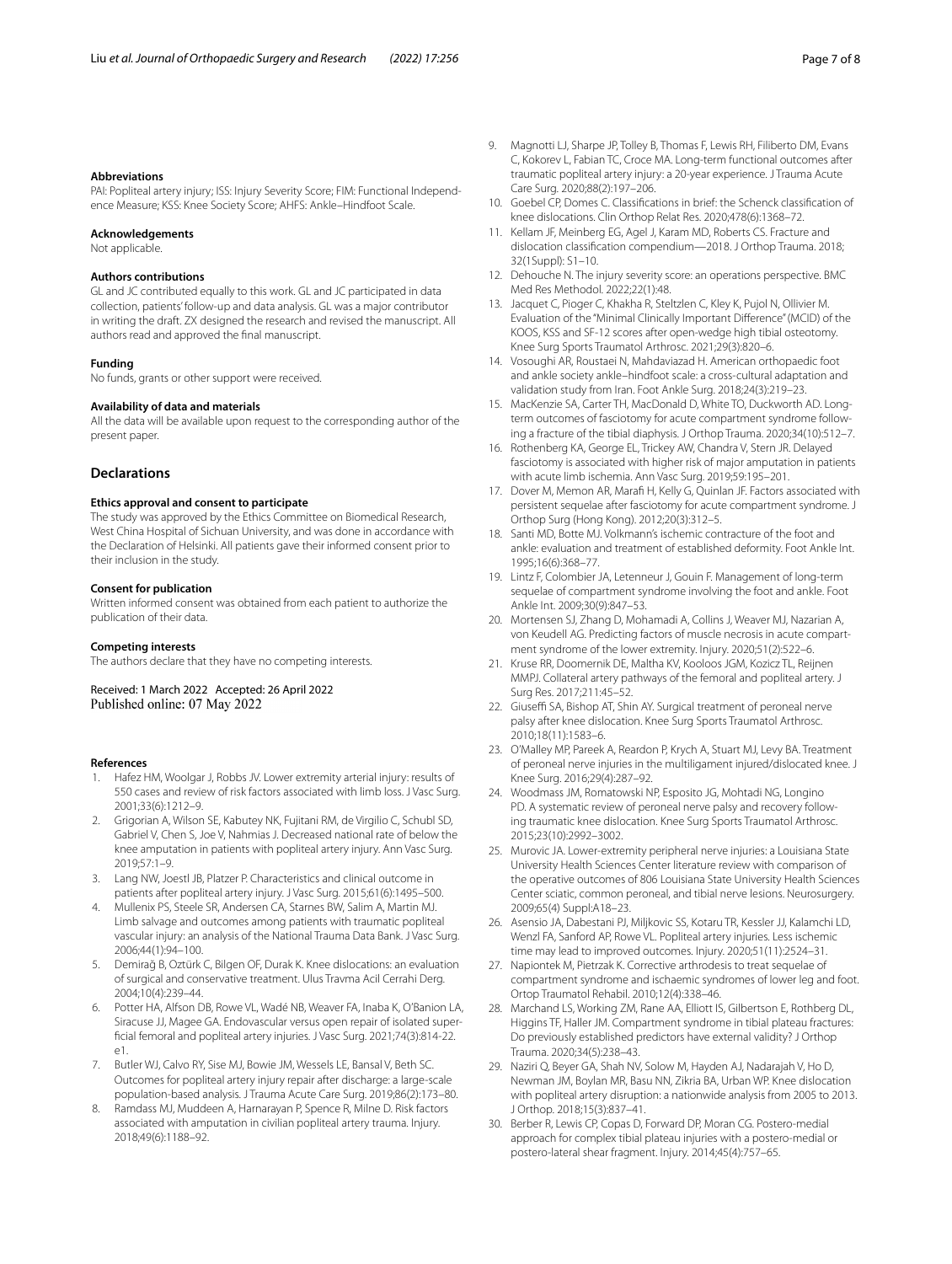**Abbreviations**

PAI: Popliteal artery injury; ISS: Injury Severity Score; FIM: Functional Independence Measure; KSS: Knee Society Score; AHFS: Ankle–Hindfoot Scale.

**Acknowledgements**

Not applicable.

**Authors contributions**

GL and JC contributed equally to this work. GL and JC participated in data collection, patients' follow-up and data analysis. GL was a major contributor in writing the draft. ZX designed the research and revised the manuscript. All authors read and approved the final manuscript.

**Funding**

No funds, grants or other support were received.

**Availability of data and materials**

All the data will be available upon request to the corresponding author of the present paper.

## Declarations

**Ethics approval and consent to participate**

The study was approved by the Ethics Committee on Biomedical Research, West China Hospital of Sichuan University, and was done in accordance with the Declaration of Helsinki. All patients gave their informed consent prior to their inclusion in the study.

**Consent for publication**

Written informed consent was obtained from each patient to authorize the publication of their data.

**Competing interests**

The authors declare that they have no competing interests.

Received: 1 March 2022 Accepted: 26 April 2022
Published online: 07 May 2022

**References**

1. Hafez HM, Woolgar J, Robbs JV. Lower extremity arterial injury: results of 550 cases and review of risk factors associated with limb loss. J Vasc Surg. 2001;33(6):1212–9.
2. Grigorian A, Wilson SE, Kabutey NK, Fujitani RM, de Virgilio C, Schubl SD, Gabriel V, Chen S, Joe V, Nahmias J. Decreased national rate of below the knee amputation in patients with popliteal artery injury. Ann Vasc Surg. 2019;57:1–9.
3. Lang NW, Joestl JB, Platzer P. Characteristics and clinical outcome in patients after popliteal artery injury. J Vasc Surg. 2015;61(6):1495–500.
4. Mullenix PS, Steele SR, Andersen CA, Starnes BW, Salim A, Martin MJ. Limb salvage and outcomes among patients with traumatic popliteal vascular injury: an analysis of the National Trauma Data Bank. J Vasc Surg. 2006;44(1):94–100.
5. Demirağ B, Oztürk C, Bilgen OF, Durak K. Knee dislocations: an evaluation of surgical and conservative treatment. Ulus Travma Acil Cerrahi Derg. 2004;10(4):239–44.
6. Potter HA, Alfson DB, Rowe VL, Wadé NB, Weaver FA, Inaba K, O'Banion LA, Siracuse JJ, Magee GA. Endovascular versus open repair of isolated superficial femoral and popliteal artery injuries. J Vasc Surg. 2021;74(3):814-22. e1.
7. Butler WJ, Calvo RY, Sise MJ, Bowie JM, Wessels LE, Bansal V, Beth SC. Outcomes for popliteal artery injury repair after discharge: a large-scale population-based analysis. J Trauma Acute Care Surg. 2019;86(2):173–80.
8. Ramdass MJ, Muddeen A, Harnarayan P, Spence R, Milne D. Risk factors associated with amputation in civilian popliteal artery trauma. Injury. 2018;49(6):1188–92.
9. Magnotti LJ, Sharpe JP, Tolley B, Thomas F, Lewis RH, Filiberto DM, Evans C, Kokorev L, Fabian TC, Croce MA. Long-term functional outcomes after traumatic popliteal artery injury: a 20-year experience. J Trauma Acute Care Surg. 2020;88(2):197–206.
10. Goebel CP, Domes C. Classifications in brief: the Schenck classification of knee dislocations. Clin Orthop Relat Res. 2020;478(6):1368–72.
11. Kellam JF, Meinberg EG, Agel J, Karam MD, Roberts CS. Fracture and dislocation classification compendium—2018. J Orthop Trauma. 2018; 32(1Suppl): S1–10.
12. Dehouche N. The injury severity score: an operations perspective. BMC Med Res Methodol. 2022;22(1):48.
13. Jacquet C, Pioger C, Khakha R, Steltzlen C, Kley K, Pujol N, Ollivier M. Evaluation of the "Minimal Clinically Important Difference" (MCID) of the KOOS, KSS and SF-12 scores after open-wedge high tibial osteotomy. Knee Surg Sports Traumatol Arthrosc. 2021;29(3):820–6.
14. Vosoughi AR, Roustaei N, Mahdaviazad H. American orthopaedic foot and ankle society ankle–hindfoot scale: a cross-cultural adaptation and validation study from Iran. Foot Ankle Surg. 2018;24(3):219–23.
15. MacKenzie SA, Carter TH, MacDonald D, White TO, Duckworth AD. Long-term outcomes of fasciotomy for acute compartment syndrome following a fracture of the tibial diaphysis. J Orthop Trauma. 2020;34(10):512–7.
16. Rothenberg KA, George EL, Trickey AW, Chandra V, Stern JR. Delayed fasciotomy is associated with higher risk of major amputation in patients with acute limb ischemia. Ann Vasc Surg. 2019;59:195–201.
17. Dover M, Memon AR, Marafi H, Kelly G, Quinlan JF. Factors associated with persistent sequelae after fasciotomy for acute compartment syndrome. J Orthop Surg (Hong Kong). 2012;20(3):312–5.
18. Santi MD, Botte MJ. Volkmann's ischemic contracture of the foot and ankle: evaluation and treatment of established deformity. Foot Ankle Int. 1995;16(6):368–77.
19. Lintz F, Colombier JA, Letenneur J, Gouin F. Management of long-term sequelae of compartment syndrome involving the foot and ankle. Foot Ankle Int. 2009;30(9):847–53.
20. Mortensen SJ, Zhang D, Mohamadi A, Collins J, Weaver MJ, Nazarian A, von Keudell AG. Predicting factors of muscle necrosis in acute compartment syndrome of the lower extremity. Injury. 2020;51(2):522–6.
21. Kruse RR, Doomernik DE, Maltha KV, Kooloos JGM, Kozicz TL, Reijnen MMPJ. Collateral artery pathways of the femoral and popliteal artery. J Surg Res. 2017;211:45–52.
22. Giuseffi SA, Bishop AT, Shin AY. Surgical treatment of peroneal nerve palsy after knee dislocation. Knee Surg Sports Traumatol Arthrosc. 2010;18(11):1583–6.
23. O'Malley MP, Pareek A, Reardon P, Krych A, Stuart MJ, Levy BA. Treatment of peroneal nerve injuries in the multiligament injured/dislocated knee. J Knee Surg. 2016;29(4):287–92.
24. Woodmass JM, Romatowski NP, Esposito JG, Mohtadi NG, Longino PD. A systematic review of peroneal nerve palsy and recovery following traumatic knee dislocation. Knee Surg Sports Traumatol Arthrosc. 2015;23(10):2992–3002.
25. Murovic JA. Lower-extremity peripheral nerve injuries: a Louisiana State University Health Sciences Center literature review with comparison of the operative outcomes of 806 Louisiana State University Health Sciences Center sciatic, common peroneal, and tibial nerve lesions. Neurosurgery. 2009;65(4) Suppl:A18–23.
26. Asensio JA, Dabestani PJ, Miljkovic SS, Kotaru TR, Kessler JJ, Kalamchi LD, Wenzl FA, Sanford AP, Rowe VL. Popliteal artery injuries. Less ischemic time may lead to improved outcomes. Injury. 2020;51(11):2524–31.
27. Napiontek M, Pietrzak K. Corrective arthrodesis to treat sequelae of compartment syndrome and ischaemic syndromes of lower leg and foot. Ortop Traumatol Rehabil. 2010;12(4):338–46.
28. Marchand LS, Working ZM, Rane AA, Elliott IS, Gilbertson E, Rothberg DL, Higgins TF, Haller JM. Compartment syndrome in tibial plateau fractures: Do previously established predictors have external validity? J Orthop Trauma. 2020;34(5):238–43.
29. Naziri Q, Beyer GA, Shah NV, Solow M, Hayden AJ, Nadarajah V, Ho D, Newman JM, Boylan MR, Basu NN, Zikria BA, Urban WP. Knee dislocation with popliteal artery disruption: a nationwide analysis from 2005 to 2013. J Orthop. 2018;15(3):837–41.
30. Berber R, Lewis CP, Copas D, Forward DP, Moran CG. Postero-medial approach for complex tibial plateau injuries with a postero-medial or postero-lateral shear fragment. Injury. 2014;45(4):757–65.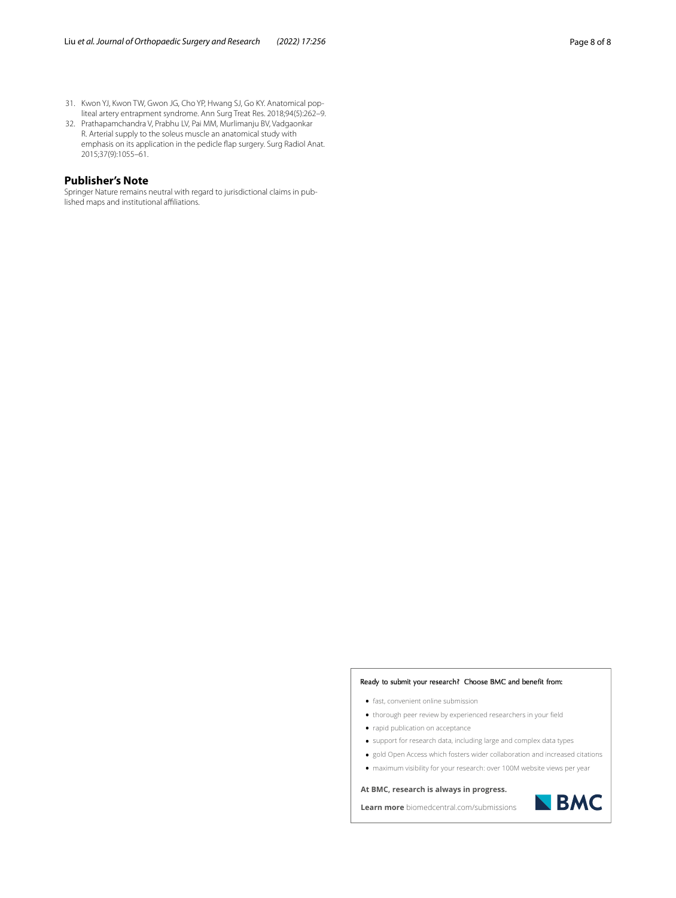31. Kwon YJ, Kwon TW, Gwon JG, Cho YP, Hwang SJ, Go KY. Anatomical popliteal artery entrapment syndrome. Ann Surg Treat Res. 2018;94(5):262–9.
32. Prathapamchandra V, Prabhu LV, Pai MM, Murlimanju BV, Vadgaonkar R. Arterial supply to the soleus muscle an anatomical study with emphasis on its application in the pedicle flap surgery. Surg Radiol Anat. 2015;37(9):1055–61.

## Publisher's Note

Springer Nature remains neutral with regard to jurisdictional claims in published maps and institutional affiliations.

Ready to submit your research? Choose BMC and benefit from:

- fast, convenient online submission
- thorough peer review by experienced researchers in your field
- rapid publication on acceptance
- support for research data, including large and complex data types
- gold Open Access which fosters wider collaboration and increased citations
- maximum visibility for your research: over 100M website views per year

**At BMC, research is always in progress.**

**Learn more** biomedcentral.com/submissions

BMC